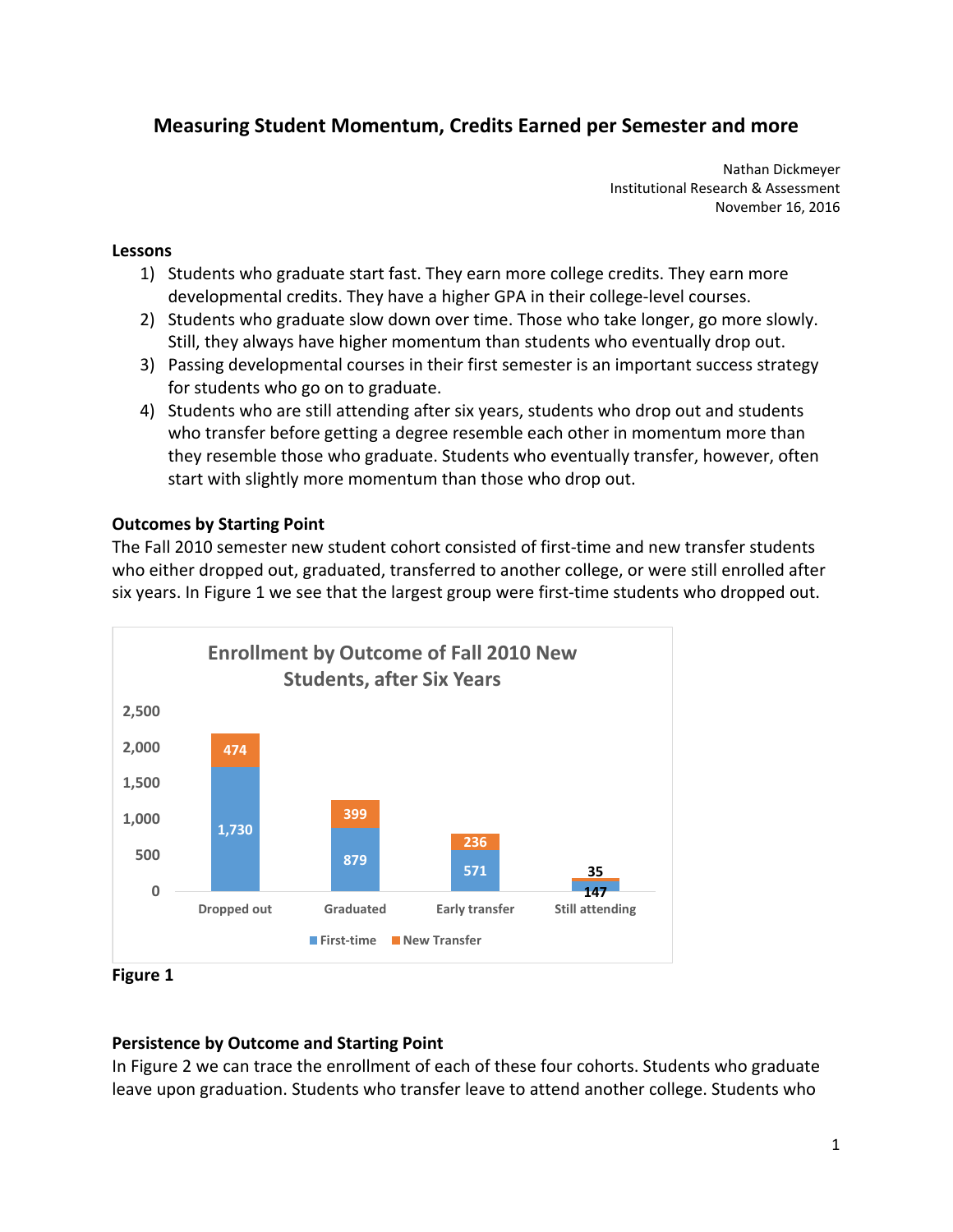# Measuring Student Momentum, Credits Earned per Semester and more

Nathan Dickmeyer
Institutional Research & Assessment
November 16, 2016

**Lessons**

1) Students who graduate start fast. They earn more college credits. They earn more developmental credits. They have a higher GPA in their college-level courses.
2) Students who graduate slow down over time. Those who take longer, go more slowly. Still, they always have higher momentum than students who eventually drop out.
3) Passing developmental courses in their first semester is an important success strategy for students who go on to graduate.
4) Students who are still attending after six years, students who drop out and students who transfer before getting a degree resemble each other in momentum more than they resemble those who graduate. Students who eventually transfer, however, often start with slightly more momentum than those who drop out.

**Outcomes by Starting Point**

The Fall 2010 semester new student cohort consisted of first-time and new transfer students who either dropped out, graduated, transferred to another college, or were still enrolled after six years. In Figure 1 we see that the largest group were first-time students who dropped out.

**Enrollment by Outcome of Fall 2010 New Students, after Six Years**

| | Dropped out | Graduated | Early transfer | Still attending |
|---|---|---|---|---|
| First-time | 1,730 | 879 | 571 | 147 |
| New Transfer | 474 | 399 | 236 | 35 |

**Figure 1**

**Persistence by Outcome and Starting Point**

In Figure 2 we can trace the enrollment of each of these four cohorts. Students who graduate leave upon graduation. Students who transfer leave to attend another college. Students who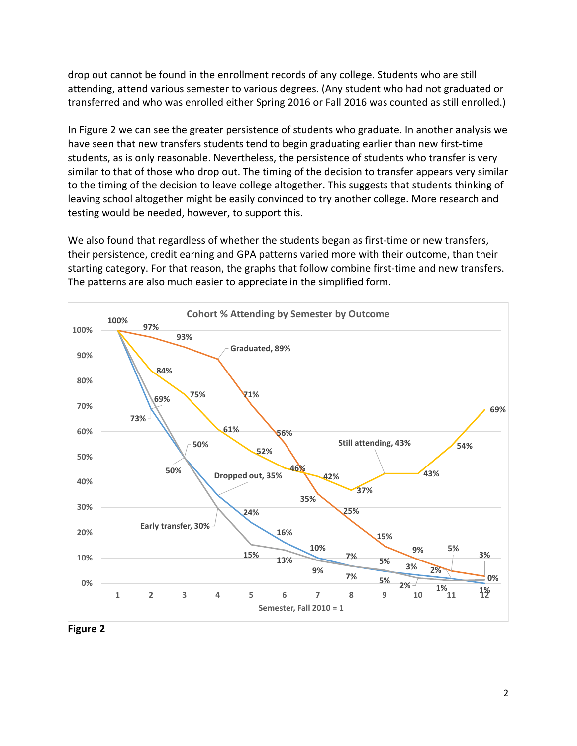drop out cannot be found in the enrollment records of any college. Students who are still attending, attend various semester to various degrees. (Any student who had not graduated or transferred and who was enrolled either Spring 2016 or Fall 2016 was counted as still enrolled.)

In Figure 2 we can see the greater persistence of students who graduate. In another analysis we have seen that new transfers students tend to begin graduating earlier than new first-time students, as is only reasonable. Nevertheless, the persistence of students who transfer is very similar to that of those who drop out. The timing of the decision to transfer appears very similar to the timing of the decision to leave college altogether. This suggests that students thinking of leaving school altogether might be easily convinced to try another college. More research and testing would be needed, however, to support this.

We also found that regardless of whether the students began as first-time or new transfers, their persistence, credit earning and GPA patterns varied more with their outcome, than their starting category. For that reason, the graphs that follow combine first-time and new transfers. The patterns are also much easier to appreciate in the simplified form.

**Figure 2**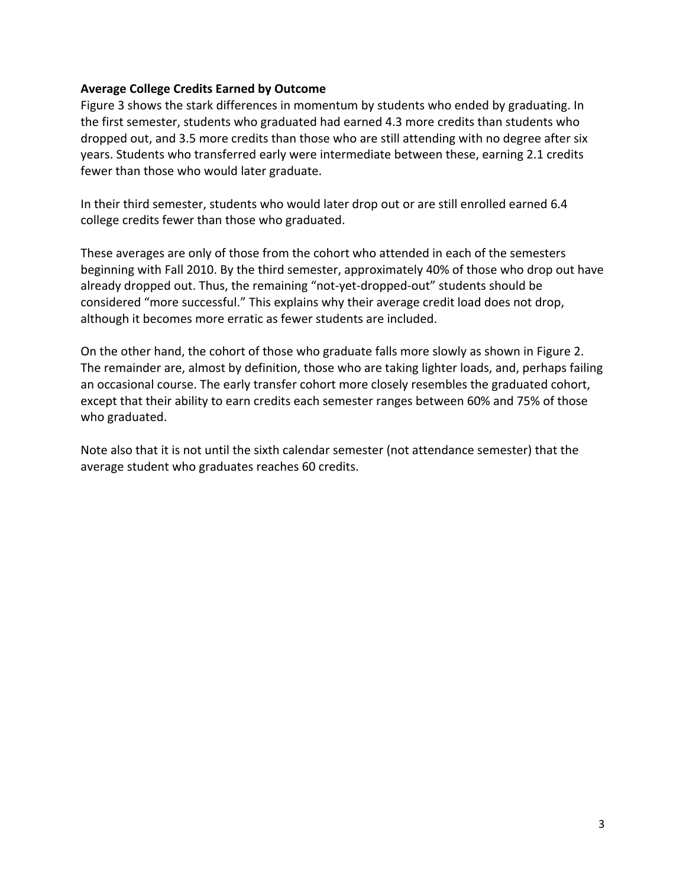**Average College Credits Earned by Outcome**

Figure 3 shows the stark differences in momentum by students who ended by graduating. In the first semester, students who graduated had earned 4.3 more credits than students who dropped out, and 3.5 more credits than those who are still attending with no degree after six years. Students who transferred early were intermediate between these, earning 2.1 credits fewer than those who would later graduate.

In their third semester, students who would later drop out or are still enrolled earned 6.4 college credits fewer than those who graduated.

These averages are only of those from the cohort who attended in each of the semesters beginning with Fall 2010. By the third semester, approximately 40% of those who drop out have already dropped out. Thus, the remaining "not-yet-dropped-out" students should be considered "more successful." This explains why their average credit load does not drop, although it becomes more erratic as fewer students are included.

On the other hand, the cohort of those who graduate falls more slowly as shown in Figure 2. The remainder are, almost by definition, those who are taking lighter loads, and, perhaps failing an occasional course. The early transfer cohort more closely resembles the graduated cohort, except that their ability to earn credits each semester ranges between 60% and 75% of those who graduated.

Note also that it is not until the sixth calendar semester (not attendance semester) that the average student who graduates reaches 60 credits.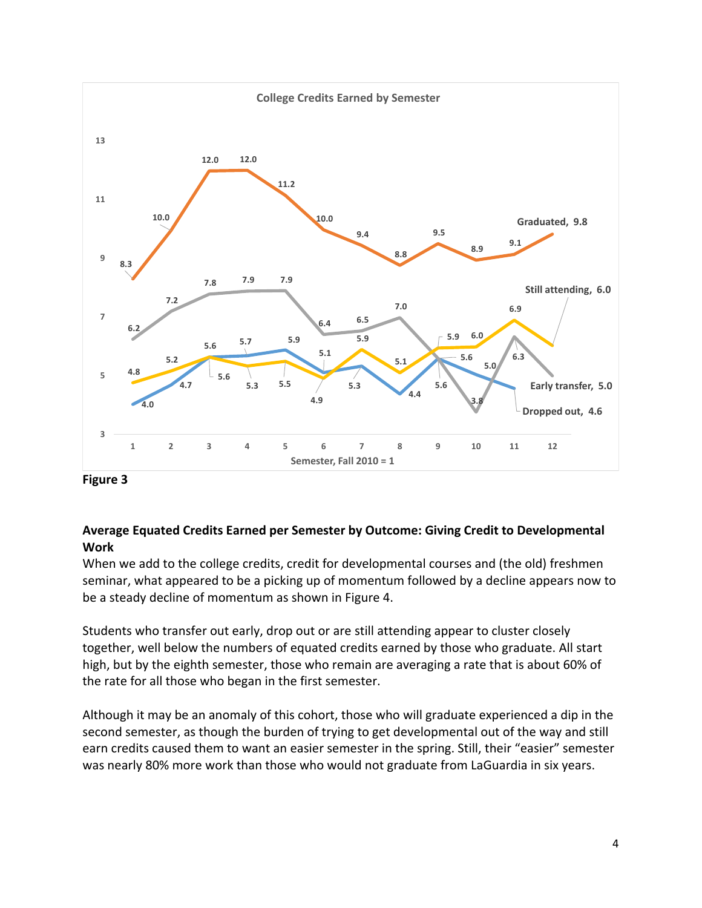**Figure 3**

**Average Equated Credits Earned per Semester by Outcome: Giving Credit to Developmental Work**

When we add to the college credits, credit for developmental courses and (the old) freshmen seminar, what appeared to be a picking up of momentum followed by a decline appears now to be a steady decline of momentum as shown in Figure 4.

Students who transfer out early, drop out or are still attending appear to cluster closely together, well below the numbers of equated credits earned by those who graduate. All start high, but by the eighth semester, those who remain are averaging a rate that is about 60% of the rate for all those who began in the first semester.

Although it may be an anomaly of this cohort, those who will graduate experienced a dip in the second semester, as though the burden of trying to get developmental out of the way and still earn credits caused them to want an easier semester in the spring. Still, their “easier” semester was nearly 80% more work than those who would not graduate from LaGuardia in six years.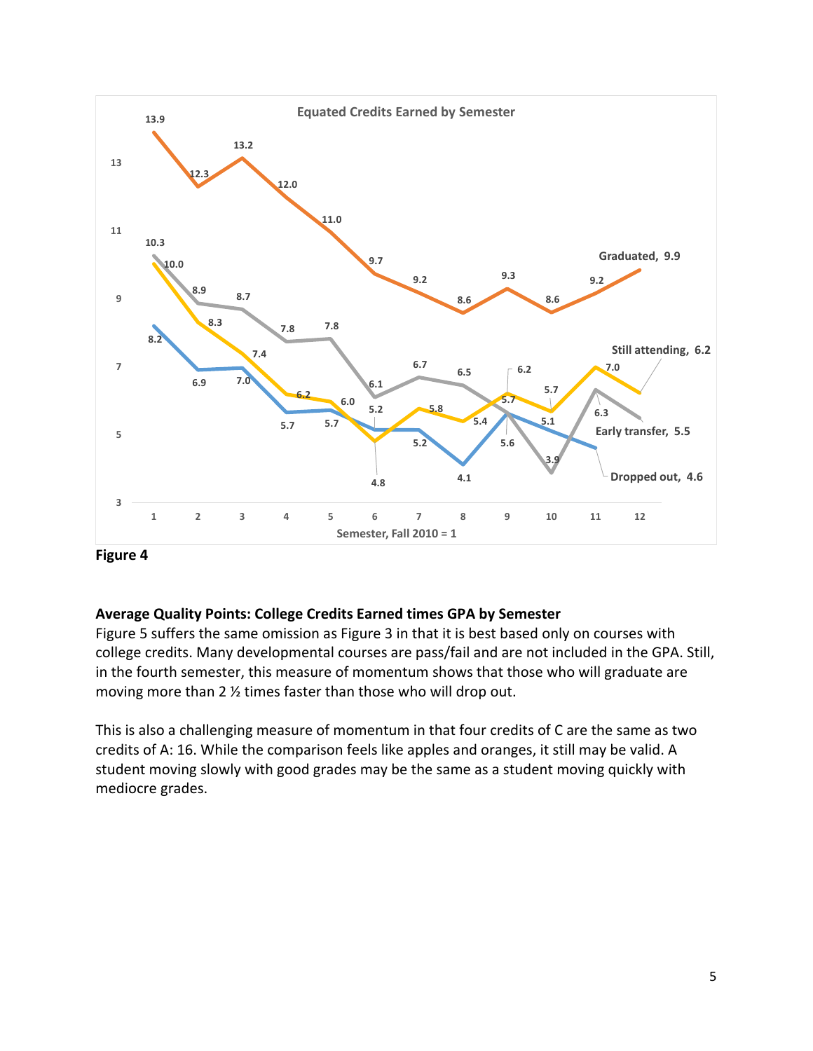**Figure 4**

**Average Quality Points: College Credits Earned times GPA by Semester**

Figure 5 suffers the same omission as Figure 3 in that it is best based only on courses with college credits. Many developmental courses are pass/fail and are not included in the GPA. Still, in the fourth semester, this measure of momentum shows that those who will graduate are moving more than 2 ½ times faster than those who will drop out.

This is also a challenging measure of momentum in that four credits of C are the same as two credits of A: 16. While the comparison feels like apples and oranges, it still may be valid. A student moving slowly with good grades may be the same as a student moving quickly with mediocre grades.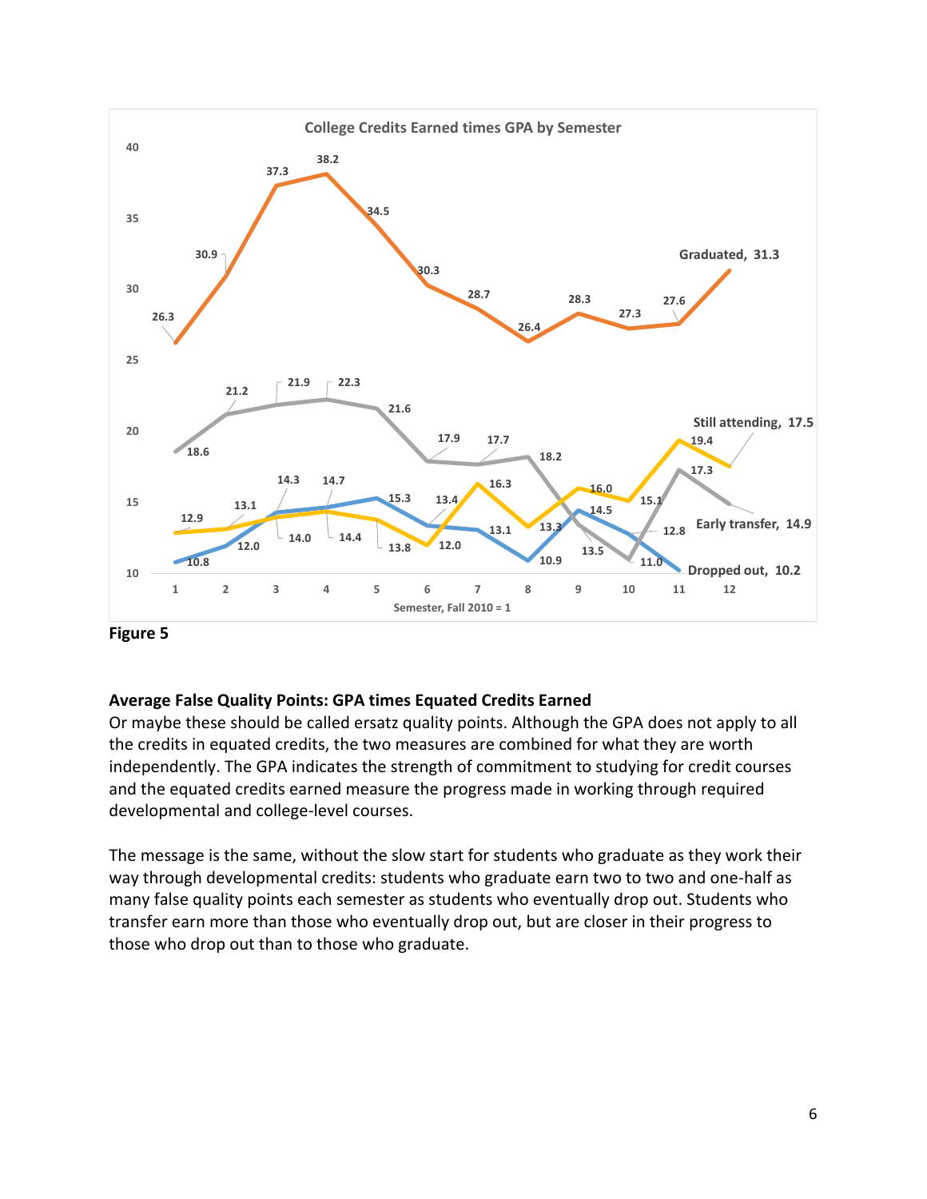Figure 5

**Average False Quality Points: GPA times Equated Credits Earned**

Or maybe these should be called ersatz quality points. Although the GPA does not apply to all the credits in equated credits, the two measures are combined for what they are worth independently. The GPA indicates the strength of commitment to studying for credit courses and the equated credits earned measure the progress made in working through required developmental and college-level courses.

The message is the same, without the slow start for students who graduate as they work their way through developmental credits: students who graduate earn two to two and one-half as many false quality points each semester as students who eventually drop out. Students who transfer earn more than those who eventually drop out, but are closer in their progress to those who drop out than to those who graduate.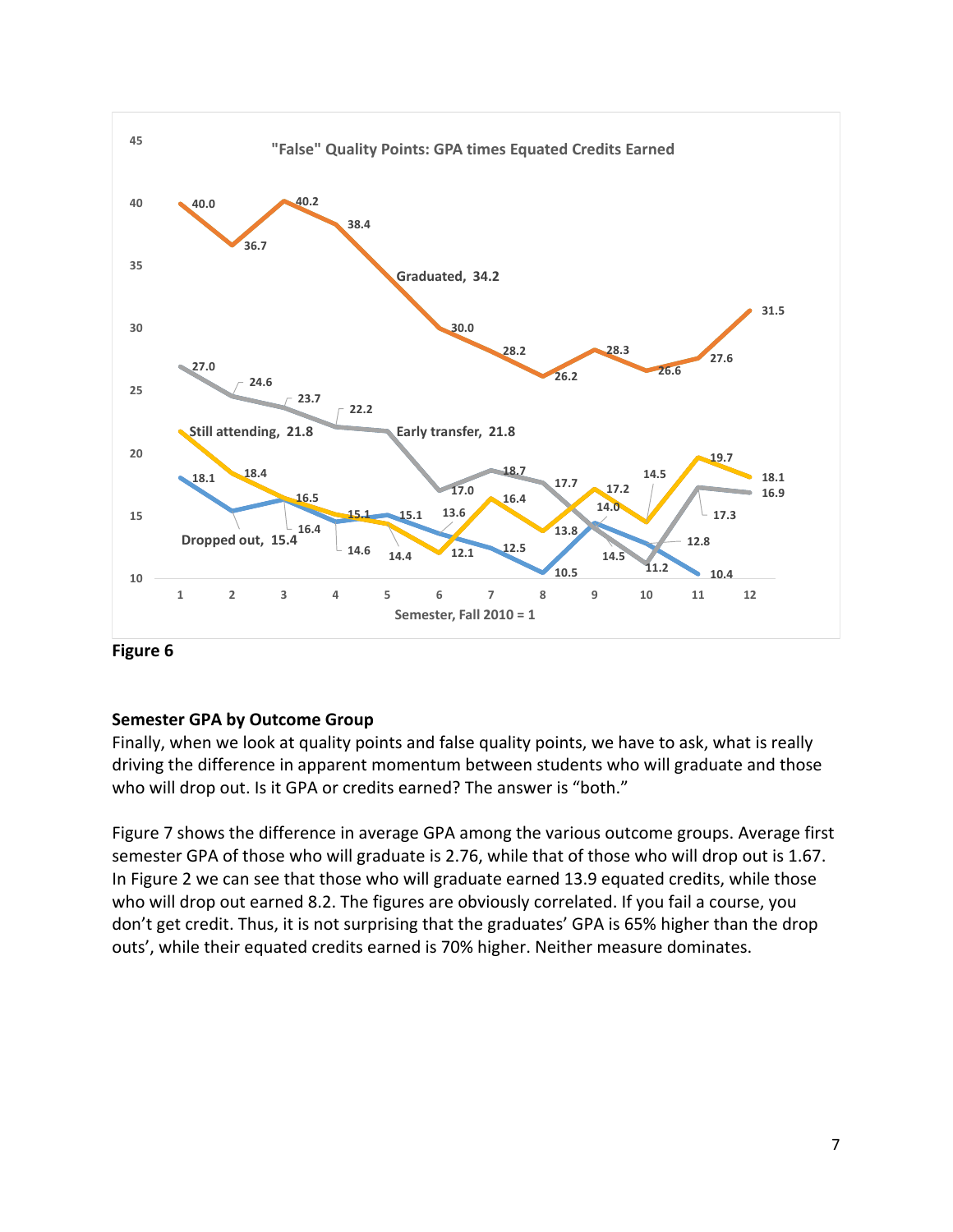"False" Quality Points: GPA times Equated Credits Earned

Figure 6

**Semester GPA by Outcome Group**

Finally, when we look at quality points and false quality points, we have to ask, what is really driving the difference in apparent momentum between students who will graduate and those who will drop out. Is it GPA or credits earned? The answer is "both."

Figure 7 shows the difference in average GPA among the various outcome groups. Average first semester GPA of those who will graduate is 2.76, while that of those who will drop out is 1.67. In Figure 2 we can see that those who will graduate earned 13.9 equated credits, while those who will drop out earned 8.2. The figures are obviously correlated. If you fail a course, you don't get credit. Thus, it is not surprising that the graduates' GPA is 65% higher than the drop outs', while their equated credits earned is 70% higher. Neither measure dominates.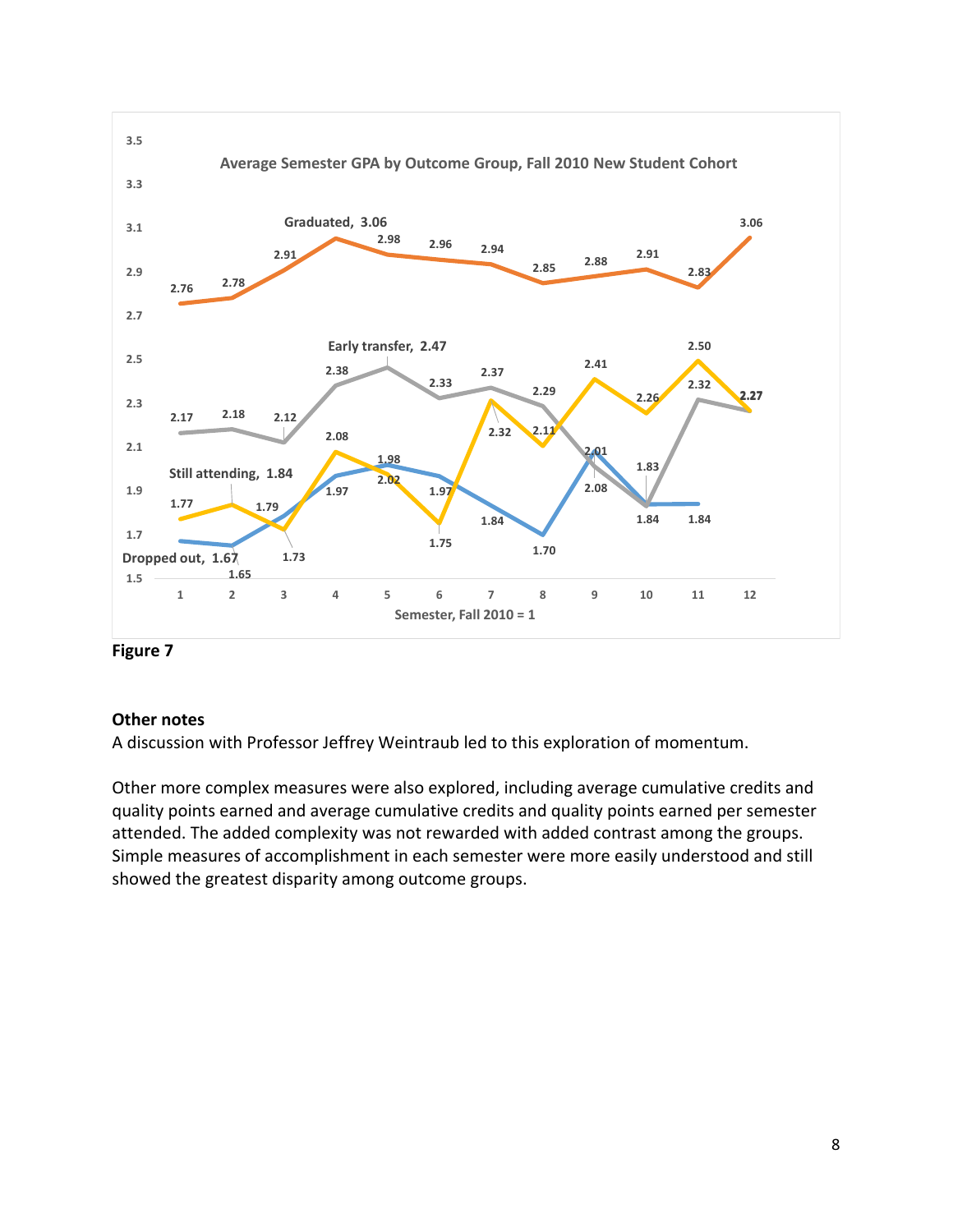Average Semester GPA by Outcome Group, Fall 2010 New Student Cohort

3.5
3.3
3.1
2.9
2.7
2.5
2.3
2.1
1.9
1.7
1.5

Graduated, 3.06
2.76 2.78 2.91 2.98 2.96 2.94 2.85 2.88 2.91 2.83 3.06

Early transfer, 2.47
2.17 2.18 2.12 2.38 2.33 2.37 2.29 2.41 2.26 2.50 2.32 2.27

Still attending, 1.84
1.77 1.79 2.08 1.98 2.02 1.97 2.32 2.11 2.01 1.83 2.08 1.84 1.84

Dropped out, 1.67
1.65 1.73 1.97 1.75 1.84 1.70

1 2 3 4 5 6 7 8 9 10 11 12

Semester, Fall 2010 = 1

**Figure 7**

**Other notes**

A discussion with Professor Jeffrey Weintraub led to this exploration of momentum.

Other more complex measures were also explored, including average cumulative credits and quality points earned and average cumulative credits and quality points earned per semester attended. The added complexity was not rewarded with added contrast among the groups. Simple measures of accomplishment in each semester were more easily understood and still showed the greatest disparity among outcome groups.